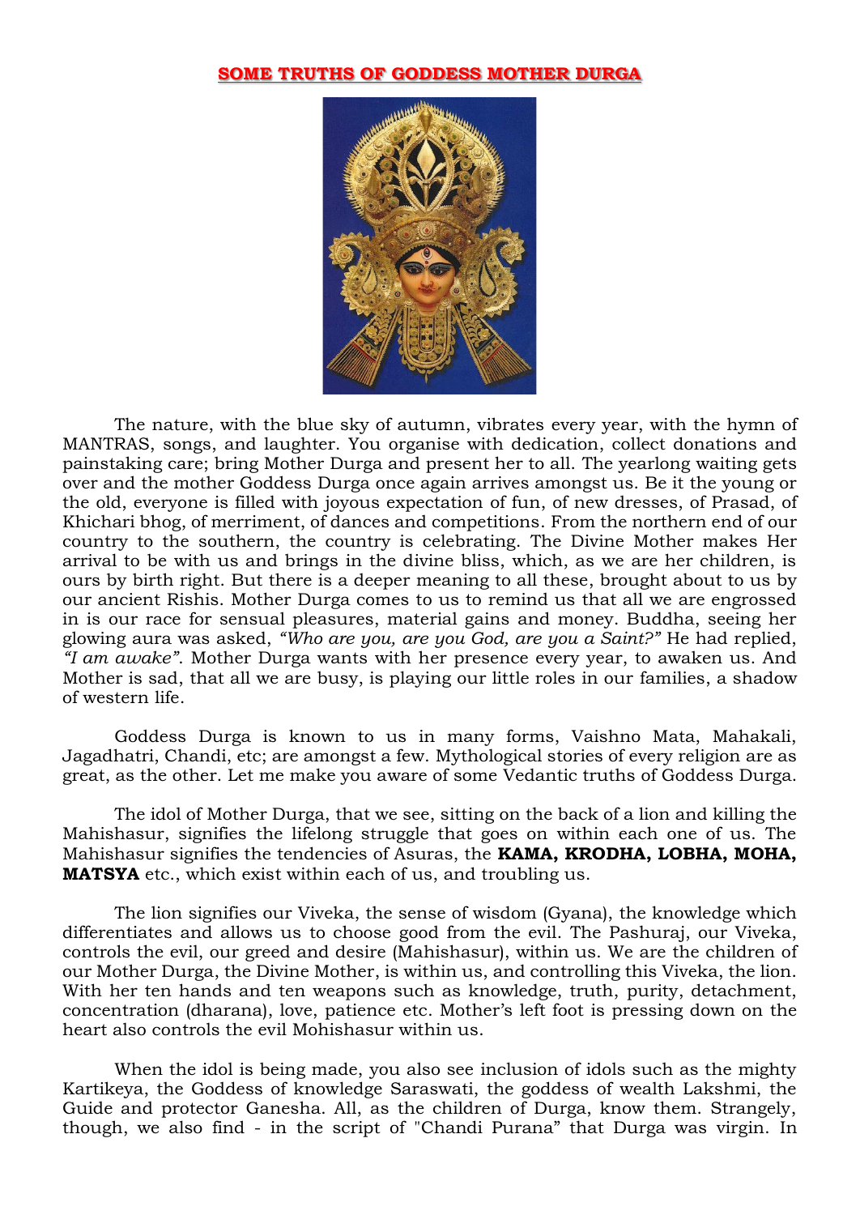# SOME TRUTHS OF GODDESS MOTHER DURGA

The nature, with the blue sky of autumn, vibrates every year, with the hymn of MANTRAS, songs, and laughter. You organise with dedication, collect donations and painstaking care; bring Mother Durga and present her to all. The yearlong waiting gets over and the mother Goddess Durga once again arrives amongst us. Be it the young or the old, everyone is filled with joyous expectation of fun, of new dresses, of Prasad, of Khichari bhog, of merriment, of dances and competitions. From the northern end of our country to the southern, the country is celebrating. The Divine Mother makes Her arrival to be with us and brings in the divine bliss, which, as we are her children, is ours by birth right. But there is a deeper meaning to all these, brought about to us by our ancient Rishis. Mother Durga comes to us to remind us that all we are engrossed in is our race for sensual pleasures, material gains and money. Buddha, seeing her glowing aura was asked, *"Who are you, are you God, are you a Saint?"* He had replied, *"I am awake"*. Mother Durga wants with her presence every year, to awaken us. And Mother is sad, that all we are busy, is playing our little roles in our families, a shadow of western life.

Goddess Durga is known to us in many forms, Vaishno Mata, Mahakali, Jagadhatri, Chandi, etc; are amongst a few. Mythological stories of every religion are as great, as the other. Let me make you aware of some Vedantic truths of Goddess Durga.

The idol of Mother Durga, that we see, sitting on the back of a lion and killing the Mahishasur, signifies the lifelong struggle that goes on within each one of us. The Mahishasur signifies the tendencies of Asuras, the **KAMA, KRODHA, LOBHA, MOHA, MATSYA** etc., which exist within each of us, and troubling us.

The lion signifies our Viveka, the sense of wisdom (Gyana), the knowledge which differentiates and allows us to choose good from the evil. The Pashuraj, our Viveka, controls the evil, our greed and desire (Mahishasur), within us. We are the children of our Mother Durga, the Divine Mother, is within us, and controlling this Viveka, the lion. With her ten hands and ten weapons such as knowledge, truth, purity, detachment, concentration (dharana), love, patience etc. Mother's left foot is pressing down on the heart also controls the evil Mohishasur within us.

When the idol is being made, you also see inclusion of idols such as the mighty Kartikeya, the Goddess of knowledge Saraswati, the goddess of wealth Lakshmi, the Guide and protector Ganesha. All, as the children of Durga, know them. Strangely, though, we also find - in the script of "Chandi Purana" that Durga was virgin. In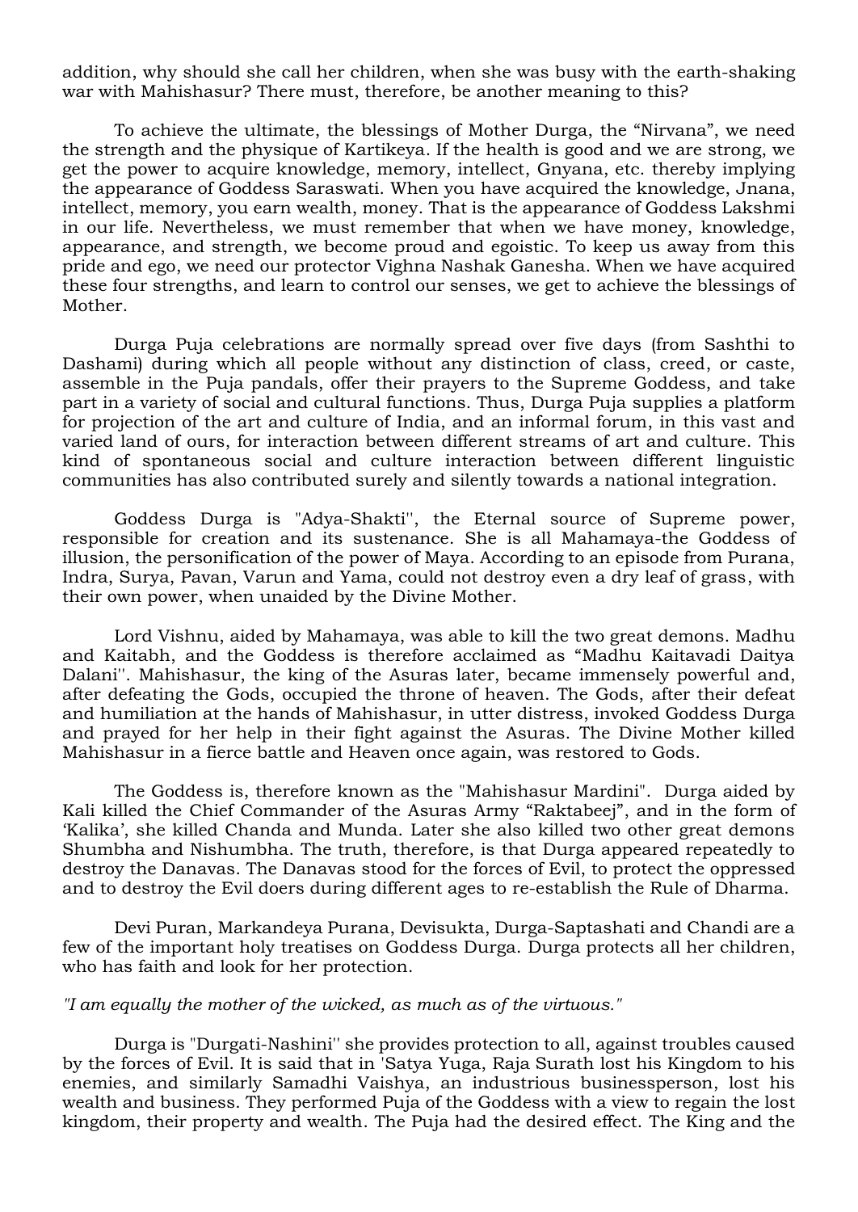addition, why should she call her children, when she was busy with the earth-shaking war with Mahishasur? There must, therefore, be another meaning to this?

To achieve the ultimate, the blessings of Mother Durga, the "Nirvana", we need the strength and the physique of Kartikeya. If the health is good and we are strong, we get the power to acquire knowledge, memory, intellect, Gnyana, etc. thereby implying the appearance of Goddess Saraswati. When you have acquired the knowledge, Jnana, intellect, memory, you earn wealth, money. That is the appearance of Goddess Lakshmi in our life. Nevertheless, we must remember that when we have money, knowledge, appearance, and strength, we become proud and egoistic. To keep us away from this pride and ego, we need our protector Vighna Nashak Ganesha. When we have acquired these four strengths, and learn to control our senses, we get to achieve the blessings of Mother.

Durga Puja celebrations are normally spread over five days (from Sashthi to Dashami) during which all people without any distinction of class, creed, or caste, assemble in the Puja pandals, offer their prayers to the Supreme Goddess, and take part in a variety of social and cultural functions. Thus, Durga Puja supplies a platform for projection of the art and culture of India, and an informal forum, in this vast and varied land of ours, for interaction between different streams of art and culture. This kind of spontaneous social and culture interaction between different linguistic communities has also contributed surely and silently towards a national integration.

Goddess Durga is "Adya-Shakti'', the Eternal source of Supreme power, responsible for creation and its sustenance. She is all Mahamaya-the Goddess of illusion, the personification of the power of Maya. According to an episode from Purana, Indra, Surya, Pavan, Varun and Yama, could not destroy even a dry leaf of grass, with their own power, when unaided by the Divine Mother.

Lord Vishnu, aided by Mahamaya, was able to kill the two great demons. Madhu and Kaitabh, and the Goddess is therefore acclaimed as "Madhu Kaitavadi Daitya Dalani''. Mahishasur, the king of the Asuras later, became immensely powerful and, after defeating the Gods, occupied the throne of heaven. The Gods, after their defeat and humiliation at the hands of Mahishasur, in utter distress, invoked Goddess Durga and prayed for her help in their fight against the Asuras. The Divine Mother killed Mahishasur in a fierce battle and Heaven once again, was restored to Gods.

The Goddess is, therefore known as the "Mahishasur Mardini". Durga aided by Kali killed the Chief Commander of the Asuras Army "Raktabeej", and in the form of 'Kalika', she killed Chanda and Munda. Later she also killed two other great demons Shumbha and Nishumbha. The truth, therefore, is that Durga appeared repeatedly to destroy the Danavas. The Danavas stood for the forces of Evil, to protect the oppressed and to destroy the Evil doers during different ages to re-establish the Rule of Dharma.

Devi Puran, Markandeya Purana, Devisukta, Durga-Saptashati and Chandi are a few of the important holy treatises on Goddess Durga. Durga protects all her children, who has faith and look for her protection.

*"I am equally the mother of the wicked, as much as of the virtuous."*

Durga is "Durgati-Nashini'' she provides protection to all, against troubles caused by the forces of Evil. It is said that in 'Satya Yuga, Raja Surath lost his Kingdom to his enemies, and similarly Samadhi Vaishya, an industrious businessperson, lost his wealth and business. They performed Puja of the Goddess with a view to regain the lost kingdom, their property and wealth. The Puja had the desired effect. The King and the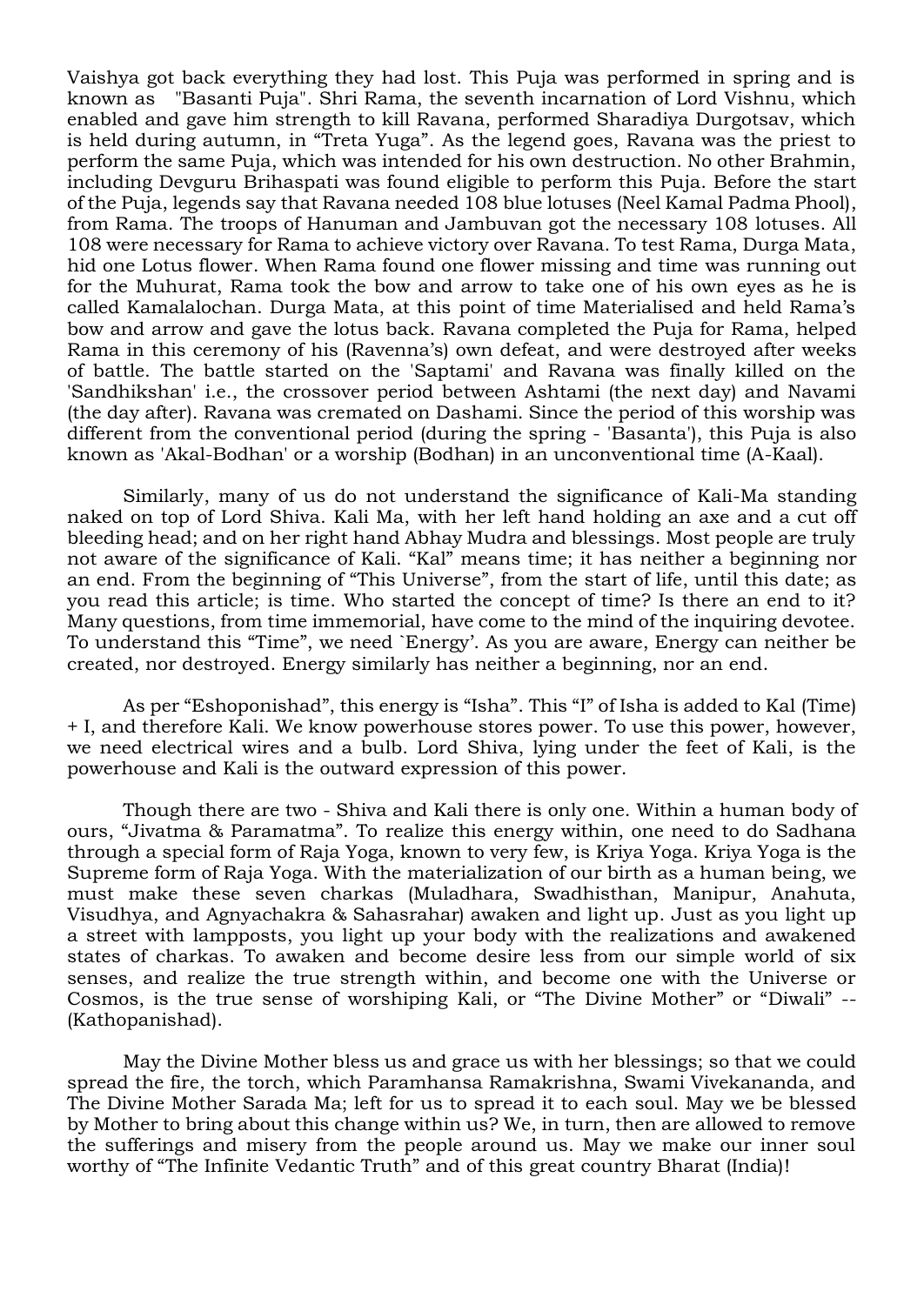Vaishya got back everything they had lost. This Puja was performed in spring and is known as "Basanti Puja". Shri Rama, the seventh incarnation of Lord Vishnu, which enabled and gave him strength to kill Ravana, performed Sharadiya Durgotsav, which is held during autumn, in "Treta Yuga". As the legend goes, Ravana was the priest to perform the same Puja, which was intended for his own destruction. No other Brahmin, including Devguru Brihaspati was found eligible to perform this Puja. Before the start of the Puja, legends say that Ravana needed 108 blue lotuses (Neel Kamal Padma Phool), from Rama. The troops of Hanuman and Jambuvan got the necessary 108 lotuses. All 108 were necessary for Rama to achieve victory over Ravana. To test Rama, Durga Mata, hid one Lotus flower. When Rama found one flower missing and time was running out for the Muhurat, Rama took the bow and arrow to take one of his own eyes as he is called Kamalalochan. Durga Mata, at this point of time Materialised and held Rama's bow and arrow and gave the lotus back. Ravana completed the Puja for Rama, helped Rama in this ceremony of his (Ravenna's) own defeat, and were destroyed after weeks of battle. The battle started on the 'Saptami' and Ravana was finally killed on the 'Sandhikshan' i.e., the crossover period between Ashtami (the next day) and Navami (the day after). Ravana was cremated on Dashami. Since the period of this worship was different from the conventional period (during the spring - 'Basanta'), this Puja is also known as 'Akal-Bodhan' or a worship (Bodhan) in an unconventional time (A-Kaal).

Similarly, many of us do not understand the significance of Kali-Ma standing naked on top of Lord Shiva. Kali Ma, with her left hand holding an axe and a cut off bleeding head; and on her right hand Abhay Mudra and blessings. Most people are truly not aware of the significance of Kali. "Kal" means time; it has neither a beginning nor an end. From the beginning of "This Universe", from the start of life, until this date; as you read this article; is time. Who started the concept of time? Is there an end to it? Many questions, from time immemorial, have come to the mind of the inquiring devotee. To understand this "Time", we need `Energy'. As you are aware, Energy can neither be created, nor destroyed. Energy similarly has neither a beginning, nor an end.

As per "Eshoponishad", this energy is "Isha". This "I" of Isha is added to Kal (Time) + I, and therefore Kali. We know powerhouse stores power. To use this power, however, we need electrical wires and a bulb. Lord Shiva, lying under the feet of Kali, is the powerhouse and Kali is the outward expression of this power.

Though there are two - Shiva and Kali there is only one. Within a human body of ours, "Jivatma & Paramatma". To realize this energy within, one need to do Sadhana through a special form of Raja Yoga, known to very few, is Kriya Yoga. Kriya Yoga is the Supreme form of Raja Yoga. With the materialization of our birth as a human being, we must make these seven charkas (Muladhara, Swadhisthan, Manipur, Anahuta, Visudhya, and Agnyachakra & Sahasrahar) awaken and light up. Just as you light up a street with lampposts, you light up your body with the realizations and awakened states of charkas. To awaken and become desire less from our simple world of six senses, and realize the true strength within, and become one with the Universe or Cosmos, is the true sense of worshiping Kali, or "The Divine Mother" or "Diwali" -- (Kathopanishad).

May the Divine Mother bless us and grace us with her blessings; so that we could spread the fire, the torch, which Paramhansa Ramakrishna, Swami Vivekananda, and The Divine Mother Sarada Ma; left for us to spread it to each soul. May we be blessed by Mother to bring about this change within us? We, in turn, then are allowed to remove the sufferings and misery from the people around us. May we make our inner soul worthy of "The Infinite Vedantic Truth" and of this great country Bharat (India)!